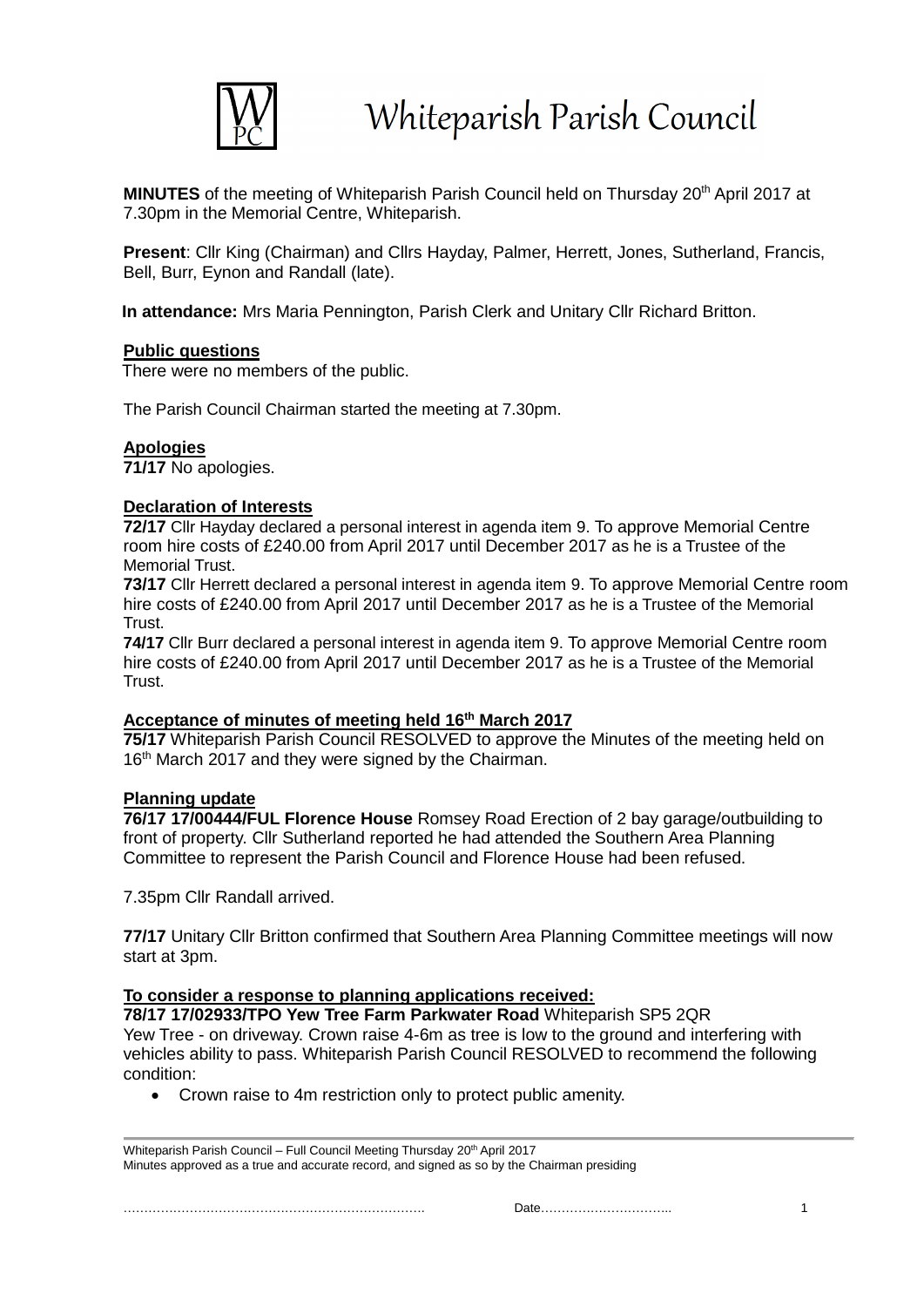# Whiteparish Parish Council

**MINUTES** of the meeting of Whiteparish Parish Council held on Thursday 20th April 2017 at 7.30pm in the Memorial Centre, Whiteparish.

**Present**: Cllr King (Chairman) and Cllrs Hayday, Palmer, Herrett, Jones, Sutherland, Francis, Bell, Burr, Eynon and Randall (late).

**In attendance:** Mrs Maria Pennington, Parish Clerk and Unitary Cllr Richard Britton.

**Public questions**

There were no members of the public.

The Parish Council Chairman started the meeting at 7.30pm.

**Apologies**

**71/17** No apologies.

**Declaration of Interests**

**72/17** Cllr Hayday declared a personal interest in agenda item 9. To approve Memorial Centre room hire costs of £240.00 from April 2017 until December 2017 as he is a Trustee of the Memorial Trust.

**73/17** Cllr Herrett declared a personal interest in agenda item 9. To approve Memorial Centre room hire costs of £240.00 from April 2017 until December 2017 as he is a Trustee of the Memorial Trust.

**74/17** Cllr Burr declared a personal interest in agenda item 9. To approve Memorial Centre room hire costs of £240.00 from April 2017 until December 2017 as he is a Trustee of the Memorial Trust.

**Acceptance of minutes of meeting held 16th March 2017**

**75/17** Whiteparish Parish Council RESOLVED to approve the Minutes of the meeting held on 16th March 2017 and they were signed by the Chairman.

**Planning update**

**76/17 17/00444/FUL Florence House** Romsey Road Erection of 2 bay garage/outbuilding to front of property. Cllr Sutherland reported he had attended the Southern Area Planning Committee to represent the Parish Council and Florence House had been refused.

7.35pm Cllr Randall arrived.

**77/17** Unitary Cllr Britton confirmed that Southern Area Planning Committee meetings will now start at 3pm.

**To consider a response to planning applications received:**

**78/17 17/02933/TPO Yew Tree Farm Parkwater Road** Whiteparish SP5 2QR
Yew Tree - on driveway. Crown raise 4-6m as tree is low to the ground and interfering with vehicles ability to pass. Whiteparish Parish Council RESOLVED to recommend the following condition:

- Crown raise to 4m restriction only to protect public amenity.

Whiteparish Parish Council – Full Council Meeting Thursday 20th April 2017
Minutes approved as a true and accurate record, and signed as so by the Chairman presiding

……………………………………………………………… Date…………………………..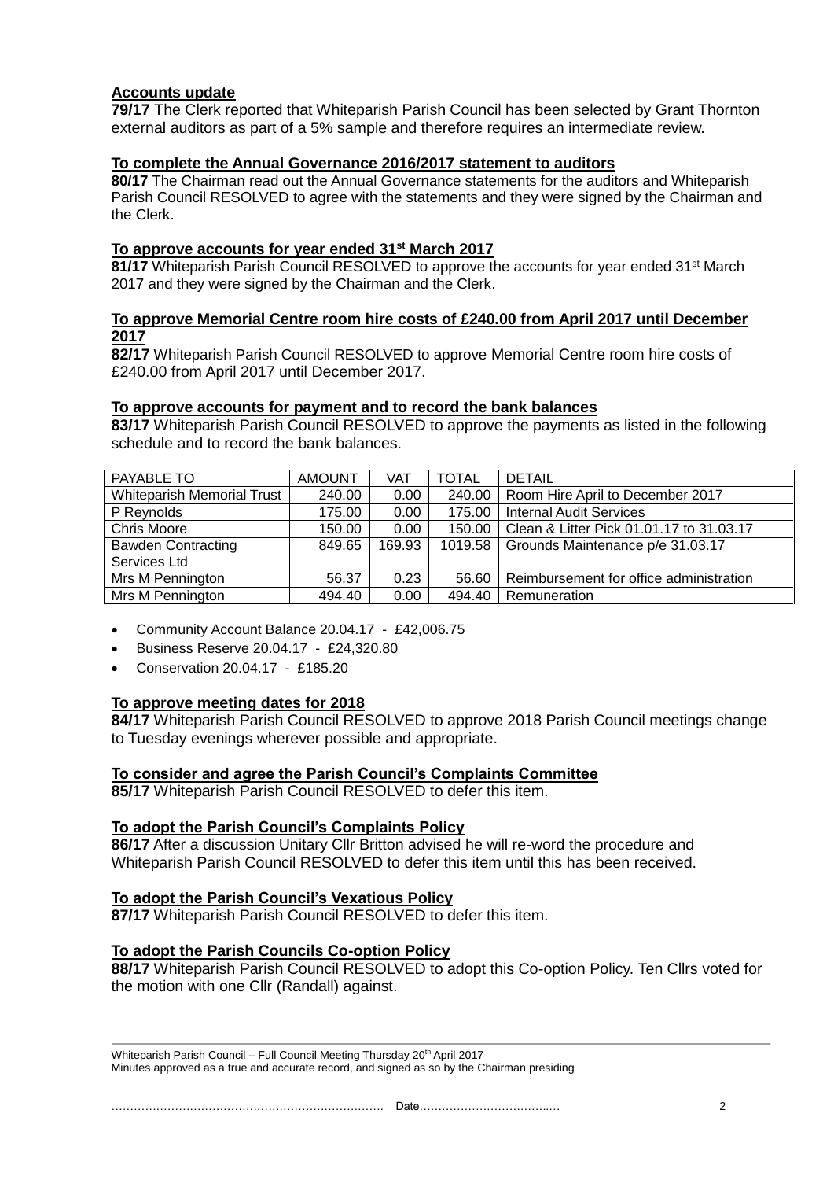**Accounts update**

**79/17** The Clerk reported that Whiteparish Parish Council has been selected by Grant Thornton external auditors as part of a 5% sample and therefore requires an intermediate review.

**To complete the Annual Governance 2016/2017 statement to auditors**

**80/17** The Chairman read out the Annual Governance statements for the auditors and Whiteparish Parish Council RESOLVED to agree with the statements and they were signed by the Chairman and the Clerk.

**To approve accounts for year ended 31st March 2017**

**81/17** Whiteparish Parish Council RESOLVED to approve the accounts for year ended 31st March 2017 and they were signed by the Chairman and the Clerk.

**To approve Memorial Centre room hire costs of £240.00 from April 2017 until December 2017**

**82/17** Whiteparish Parish Council RESOLVED to approve Memorial Centre room hire costs of £240.00 from April 2017 until December 2017.

**To approve accounts for payment and to record the bank balances**

**83/17** Whiteparish Parish Council RESOLVED to approve the payments as listed in the following schedule and to record the bank balances.

| PAYABLE TO | AMOUNT | VAT | TOTAL | DETAIL |
|---|---|---|---|---|
| Whiteparish Memorial Trust | 240.00 | 0.00 | 240.00 | Room Hire April to December 2017 |
| P Reynolds | 175.00 | 0.00 | 175.00 | Internal Audit Services |
| Chris Moore | 150.00 | 0.00 | 150.00 | Clean & Litter Pick 01.01.17 to 31.03.17 |
| Bawden Contracting Services Ltd | 849.65 | 169.93 | 1019.58 | Grounds Maintenance p/e 31.03.17 |
| Mrs M Pennington | 56.37 | 0.23 | 56.60 | Reimbursement for office administration |
| Mrs M Pennington | 494.40 | 0.00 | 494.40 | Remuneration |

- Community Account Balance 20.04.17 - £42,006.75
- Business Reserve 20.04.17 - £24,320.80
- Conservation 20.04.17 - £185.20

**To approve meeting dates for 2018**

**84/17** Whiteparish Parish Council RESOLVED to approve 2018 Parish Council meetings change to Tuesday evenings wherever possible and appropriate.

**To consider and agree the Parish Council's Complaints Committee**

**85/17** Whiteparish Parish Council RESOLVED to defer this item.

**To adopt the Parish Council's Complaints Policy**

**86/17** After a discussion Unitary Cllr Britton advised he will re-word the procedure and Whiteparish Parish Council RESOLVED to defer this item until this has been received.

**To adopt the Parish Council's Vexatious Policy**

**87/17** Whiteparish Parish Council RESOLVED to defer this item.

**To adopt the Parish Councils Co-option Policy**

**88/17** Whiteparish Parish Council RESOLVED to adopt this Co-option Policy. Ten Cllrs voted for the motion with one Cllr (Randall) against.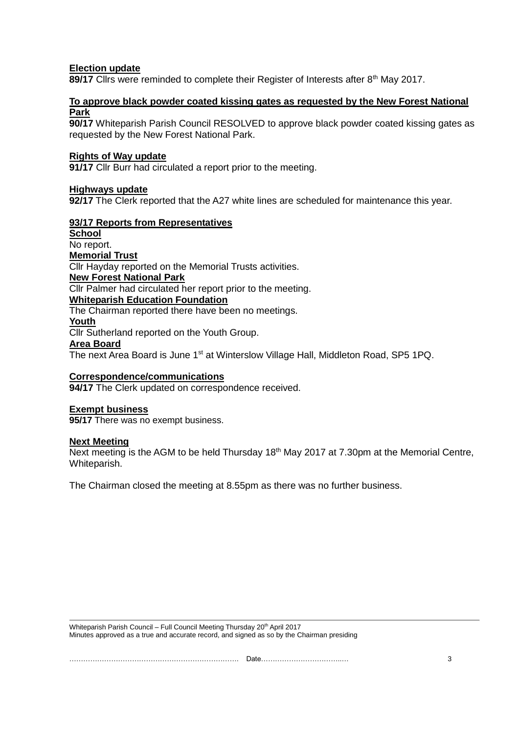**Election update**
**89/17** Cllrs were reminded to complete their Register of Interests after 8th May 2017.

**To approve black powder coated kissing gates as requested by the New Forest National Park**
**90/17** Whiteparish Parish Council RESOLVED to approve black powder coated kissing gates as requested by the New Forest National Park.

**Rights of Way update**
**91/17** Cllr Burr had circulated a report prior to the meeting.

**Highways update**
**92/17** The Clerk reported that the A27 white lines are scheduled for maintenance this year.

**93/17 Reports from Representatives**
**School**
No report.
**Memorial Trust**
Cllr Hayday reported on the Memorial Trusts activities.
**New Forest National Park**
Cllr Palmer had circulated her report prior to the meeting.
**Whiteparish Education Foundation**
The Chairman reported there have been no meetings.
**Youth**
Cllr Sutherland reported on the Youth Group.
**Area Board**
The next Area Board is June 1st at Winterslow Village Hall, Middleton Road, SP5 1PQ.

**Correspondence/communications**
**94/17** The Clerk updated on correspondence received.

**Exempt business**
**95/17** There was no exempt business.

**Next Meeting**
Next meeting is the AGM to be held Thursday 18th May 2017 at 7.30pm at the Memorial Centre, Whiteparish.

The Chairman closed the meeting at 8.55pm as there was no further business.

Whiteparish Parish Council – Full Council Meeting Thursday 20th April 2017
Minutes approved as a true and accurate record, and signed as so by the Chairman presiding

………………………………………………………………. Date…………………………….…